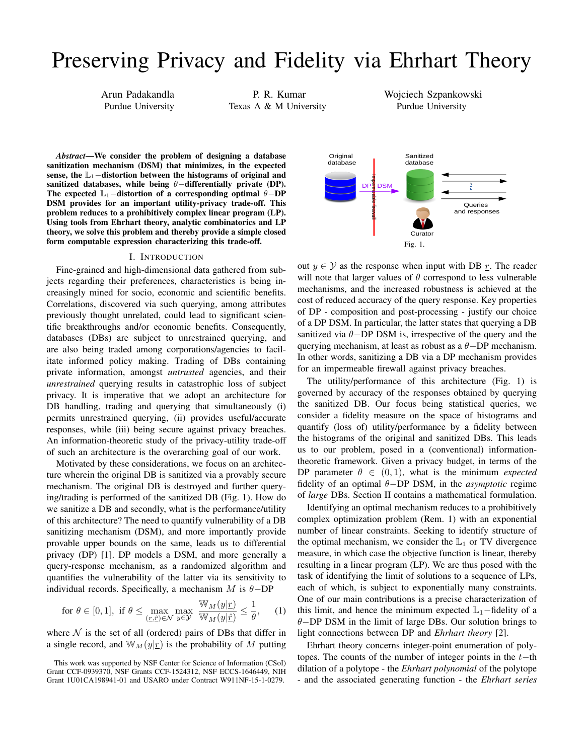# Preserving Privacy and Fidelity via Ehrhart Theory

Arun Padakandla
Purdue University

P. R. Kumar
Texas A & M University

Wojciech Szpankowski
Purdue University

***Abstract*—We consider the problem of designing a database sanitization mechanism (DSM) that minimizes, in the expected sense, the $\mathbb{L}_1-$distortion between the histograms of original and sanitized databases, while being $\theta-$differentially private (DP). The expected $\mathbb{L}_1-$distortion of a corresponding optimal $\theta-$DP DSM provides for an important utility-privacy trade-off. This problem reduces to a prohibitively complex linear program (LP). Using tools from Ehrhart theory, analytic combinatorics and LP theory, we solve this problem and thereby provide a simple closed form computable expression characterizing this trade-off.**

## I. Introduction

Fine-grained and high-dimensional data gathered from subjects regarding their preferences, characteristics is being increasingly mined for socio, economic and scientific benefits. Correlations, discovered via such querying, among attributes previously thought unrelated, could lead to significant scientific breakthroughs and/or economic benefits. Consequently, databases (DBs) are subject to unrestrained querying, and are also being traded among corporations/agencies to facilitate informed policy making. Trading of DBs containing private information, amongst *untrusted* agencies, and their *unrestrained* querying results in catastrophic loss of subject privacy. It is imperative that we adopt an architecture for DB handling, trading and querying that simultaneously (i) permits unrestrained querying, (ii) provides useful/accurate responses, while (iii) being secure against privacy breaches. An information-theoretic study of the privacy-utility trade-off of such an architecture is the overarching goal of our work.

Motivated by these considerations, we focus on an architecture wherein the original DB is sanitized via a provably secure mechanism. The original DB is destroyed and further querying/trading is performed of the sanitized DB (Fig. 1). How do we sanitize a DB and secondly, what is the performance/utility of this architecture? The need to quantify vulnerability of a DB sanitizing mechanism (DSM), and more importantly provide provable upper bounds on the same, leads us to differential privacy (DP) [1]. DP models a DSM, and more generally a query-response mechanism, as a randomized algorithm and quantifies the vulnerability of the latter via its sensitivity to individual records. Specifically, a mechanism $M$ is $\theta-$DP

$$\text{for } \theta \in [0,1], \text{ if } \theta \leq \max_{(\underline{r},\hat{\underline{r}})\in\mathcal{N}} \max_{y\in\mathcal{Y}} \frac{\mathbb{W}_M(y|\underline{r})}{\mathbb{W}_M(y|\hat{\underline{r}})} \leq \frac{1}{\theta}, \quad (1)$$

where $\mathcal{N}$ is the set of all (ordered) pairs of DBs that differ in a single record, and $\mathbb{W}_M(y|\underline{r})$ is the probability of $M$ putting out $y \in \mathcal{Y}$ as the response when input with DB $\underline{r}$. The reader will note that larger values of $\theta$ correspond to less vulnerable mechanisms, and the increased robustness is achieved at the cost of reduced accuracy of the query response. Key properties of DP - composition and post-processing - justify our choice of a DP DSM. In particular, the latter states that querying a DB sanitized via $\theta-$DP DSM is, irrespective of the query and the querying mechanism, at least as robust as a $\theta-$DP mechanism. In other words, sanitizing a DB via a DP mechanism provides for an impermeable firewall against privacy breaches.

Original database | DP DSM | Impermeable firewall | Sanitized database | Curator | Queries and responses

Fig. 1.

The utility/performance of this architecture (Fig. 1) is governed by accuracy of the responses obtained by querying the sanitized DB. Our focus being statistical queries, we consider a fidelity measure on the space of histograms and quantify (loss of) utility/performance by a fidelity between the histograms of the original and sanitized DBs. This leads us to our problem, posed in a (conventional) information-theoretic framework. Given a privacy budget, in terms of the DP parameter $\theta \in (0,1)$, what is the minimum *expected* fidelity of an optimal $\theta-$DP DSM, in the *asymptotic* regime of *large* DBs. Section II contains a mathematical formulation.

Identifying an optimal mechanism reduces to a prohibitively complex optimization problem (Rem. 1) with an exponential number of linear constraints. Seeking to identify structure of the optimal mechanism, we consider the $\mathbb{L}_1$ or TV divergence measure, in which case the objective function is linear, thereby resulting in a linear program (LP). We are thus posed with the task of identifying the limit of solutions to a sequence of LPs, each of which, is subject to exponentially many constraints. One of our main contributions is a precise characterization of this limit, and hence the minimum expected $\mathbb{L}_1-$fidelity of a $\theta-$DP DSM in the limit of large DBs. Our solution brings to light connections between DP and *Ehrhart theory* [2].

Ehrhart theory concerns integer-point enumeration of polytopes. The counts of the number of integer points in the $t-$th dilation of a polytope - the *Ehrhart polynomial* of the polytope - and the associated generating function - the *Ehrhart series*

This work was supported by NSF Center for Science of Information (CSoI) Grant CCF-0939370, NSF Grants CCF-1524312, NSF ECCS-1646449, NIH Grant 1U01CA198941-01 and USARO under Contract W911NF-15-1-0279.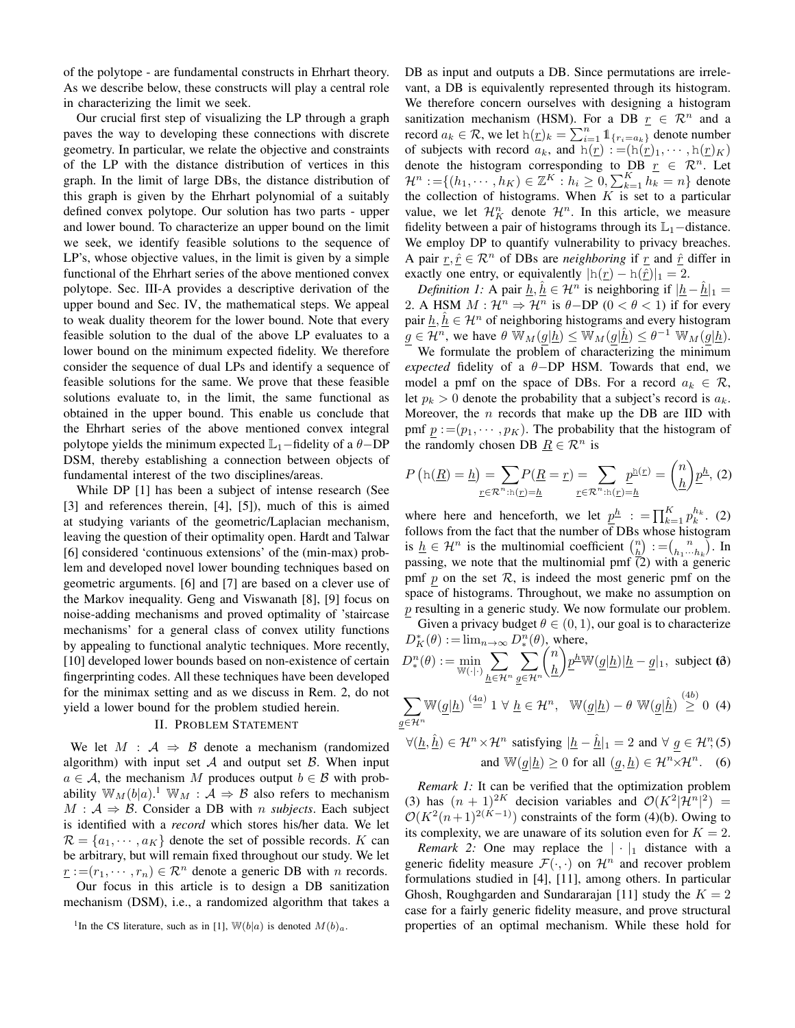of the polytope - are fundamental constructs in Ehrhart theory. As we describe below, these constructs will play a central role in characterizing the limit we seek.

Our crucial first step of visualizing the LP through a graph paves the way to developing these connections with discrete geometry. In particular, we relate the objective and constraints of the LP with the distance distribution of vertices in this graph. In the limit of large DBs, the distance distribution of this graph is given by the Ehrhart polynomial of a suitably defined convex polytope. Our solution has two parts - upper and lower bound. To characterize an upper bound on the limit we seek, we identify feasible solutions to the sequence of LP's, whose objective values, in the limit is given by a simple functional of the Ehrhart series of the above mentioned convex polytope. Sec. III-A provides a descriptive derivation of the upper bound and Sec. IV, the mathematical steps. We appeal to weak duality theorem for the lower bound. Note that every feasible solution to the dual of the above LP evaluates to a lower bound on the minimum expected fidelity. We therefore consider the sequence of dual LPs and identify a sequence of feasible solutions for the same. We prove that these feasible solutions evaluate to, in the limit, the same functional as obtained in the upper bound. This enable us conclude that the Ehrhart series of the above mentioned convex integral polytope yields the minimum expected $\mathbb{L}_1-$fidelity of a $\theta-$DP DSM, thereby establishing a connection between objects of fundamental interest of the two disciplines/areas.

While DP [1] has been a subject of intense research (See [3] and references therein, [4], [5]), much of this is aimed at studying variants of the geometric/Laplacian mechanism, leaving the question of their optimality open. Hardt and Talwar [6] considered 'continuous extensions' of the (min-max) problem and developed novel lower bounding techniques based on geometric arguments. [6] and [7] are based on a clever use of the Markov inequality. Geng and Viswanath [8], [9] focus on noise-adding mechanisms and proved optimality of 'staircase mechanisms' for a general class of convex utility functions by appealing to functional analytic techniques. More recently, [10] developed lower bounds based on non-existence of certain fingerprinting codes. All these techniques have been developed for the minimax setting and as we discuss in Rem. 2, do not yield a lower bound for the problem studied herein.

## II. Problem Statement

We let $M : \mathcal{A} \Rightarrow \mathcal{B}$ denote a mechanism (randomized algorithm) with input set $\mathcal{A}$ and output set $\mathcal{B}$. When input $a \in \mathcal{A}$, the mechanism $M$ produces output $b \in \mathcal{B}$ with probability $\mathbb{W}_M(b|a)$.[1] $\mathbb{W}_M : \mathcal{A} \Rightarrow \mathcal{B}$ also refers to mechanism $M : \mathcal{A} \Rightarrow \mathcal{B}$. Consider a DB with $n$ *subjects*. Each subject is identified with a *record* which stores his/her data. We let $\mathcal{R} = \{a_1, \cdots, a_K\}$ denote the set of possible records. $K$ can be arbitrary, but will remain fixed throughout our study. We let $\underline{r} := (r_1, \cdots, r_n) \in \mathcal{R}^n$ denote a generic DB with $n$ records.

Our focus in this article is to design a DB sanitization mechanism (DSM), i.e., a randomized algorithm that takes a DB as input and outputs a DB. Since permutations are irrelevant, a DB is equivalently represented through its histogram. We therefore concern ourselves with designing a histogram sanitization mechanism (HSM). For a DB $\underline{r} \in \mathcal{R}^n$ and a record $a_k \in \mathcal{R}$, we let $\mathtt{h}(\underline{r})_k = \sum_{i=1}^n \mathbb{1}_{\{r_i = a_k\}}$ denote number of subjects with record $a_k$, and $\mathtt{h}(\underline{r}) := (\mathtt{h}(\underline{r})_1, \cdots, \mathtt{h}(\underline{r})_K)$ denote the histogram corresponding to DB $\underline{r} \in \mathcal{R}^n$. Let $\mathcal{H}^n := \{(h_1, \cdots, h_K) \in \mathbb{Z}^K : h_i \geq 0, \sum_{k=1}^K h_k = n\}$ denote the collection of histograms. When $K$ is set to a particular value, we let $\mathcal{H}_K^n$ denote $\mathcal{H}^n$. In this article, we measure fidelity between a pair of histograms through its $\mathbb{L}_1-$distance. We employ DP to quantify vulnerability to privacy breaches. A pair $\underline{r}, \hat{\underline{r}} \in \mathcal{R}^n$ of DBs are *neighboring* if $\underline{r}$ and $\hat{\underline{r}}$ differ in exactly one entry, or equivalently $|\mathtt{h}(\underline{r}) - \mathtt{h}(\hat{\underline{r}})|_1 = 2$.

*Definition 1:* A pair $\underline{h}, \hat{\underline{h}} \in \mathcal{H}^n$ is neighboring if $|\underline{h} - \hat{\underline{h}}|_1 = 2$. A HSM $M : \mathcal{H}^n \Rightarrow \mathcal{H}^n$ is $\theta-$DP $(0 < \theta < 1)$ if for every pair $\underline{h}, \hat{\underline{h}} \in \mathcal{H}^n$ of neighboring histograms and every histogram $\underline{g} \in \mathcal{H}^n$, we have $\theta\, \mathbb{W}_M(\underline{g}|\underline{h}) \leq \mathbb{W}_M(\underline{g}|\hat{\underline{h}}) \leq \theta^{-1}\, \mathbb{W}_M(\underline{g}|\underline{h})$.

We formulate the problem of characterizing the minimum *expected* fidelity of a $\theta-$DP HSM. Towards that end, we model a pmf on the space of DBs. For a record $a_k \in \mathcal{R}$, let $p_k > 0$ denote the probability that a subject's record is $a_k$. Moreover, the $n$ records that make up the DB are IID with pmf $\underline{p} := (p_1, \cdots, p_K)$. The probability that the histogram of the randomly chosen DB $\underline{R} \in \mathcal{R}^n$ is

$$P\left(\mathtt{h}(\underline{R}) = \underline{h}\right) = \sum_{\underline{r} \in \mathcal{R}^n : \mathtt{h}(\underline{r}) = \underline{h}} P(\underline{R} = \underline{r}) = \sum_{\underline{r} \in \mathcal{R}^n : \mathtt{h}(\underline{r}) = \underline{h}} \underline{p}^{\mathtt{h}(\underline{r})} = \binom{n}{\underline{h}} \underline{p}^{\underline{h}}, \quad (2)$$

where here and henceforth, we let $\underline{p}^{\underline{h}} := \prod_{k=1}^K p_k^{h_k}$. (2) follows from the fact that the number of DBs whose histogram is $\underline{h} \in \mathcal{H}^n$ is the multinomial coefficient $\binom{n}{\underline{h}} := \binom{n}{h_1 \cdots h_k}$. In passing, we note that the multinomial pmf (2) with a generic pmf $\underline{p}$ on the set $\mathcal{R}$, is indeed the most generic pmf on the space of histograms. Throughout, we make no assumption on $\underline{p}$ resulting in a generic study. We now formulate our problem.

Given a privacy budget $\theta \in (0, 1)$, our goal is to characterize $D_K^*(\theta) := \lim_{n \to \infty} D_*^n(\theta)$, where,

$$D_*^n(\theta) := \min_{\mathbb{W}(\cdot|\cdot)} \sum_{\underline{h} \in \mathcal{H}^n} \sum_{\underline{g} \in \mathcal{H}^n} \binom{n}{\underline{h}} \underline{p}^{\underline{h}} \mathbb{W}(\underline{g}|\underline{h}) |\underline{h} - \underline{g}|_1, \text{ subject to} \quad (3)$$

$$\sum_{\underline{g} \in \mathcal{H}^n} \mathbb{W}(\underline{g}|\underline{h}) \overset{(4a)}{=} 1 \ \forall\ \underline{h} \in \mathcal{H}^n, \quad \mathbb{W}(\underline{g}|\underline{h}) - \theta\ \mathbb{W}(\underline{g}|\hat{\underline{h}}) \overset{(4b)}{\geq} 0 \quad (4)$$

$$\forall (\underline{h}, \hat{\underline{h}}) \in \mathcal{H}^n \times \mathcal{H}^n \text{ satisfying } |\underline{h} - \hat{\underline{h}}|_1 = 2 \text{ and } \forall\ \underline{g} \in \mathcal{H}^n; \quad (5)$$

$$\text{and } \mathbb{W}(\underline{g}|\underline{h}) \geq 0 \text{ for all } (\underline{g}, \underline{h}) \in \mathcal{H}^n \times \mathcal{H}^n. \quad (6)$$

*Remark 1:* It can be verified that the optimization problem (3) has $(n+1)^{2K}$ decision variables and $\mathcal{O}(K^2|\mathcal{H}^n|^2) = \mathcal{O}(K^2(n+1)^{2(K-1)})$ constraints of the form (4)(b). Owing to its complexity, we are unaware of its solution even for $K = 2$.

*Remark 2:* One may replace the $|\cdot|_1$ distance with a generic fidelity measure $\mathcal{F}(\cdot, \cdot)$ on $\mathcal{H}^n$ and recover problem formulations studied in [4], [11], among others. In particular Ghosh, Roughgarden and Sundararajan [11] study the $K = 2$ case for a fairly generic fidelity measure, and prove structural properties of an optimal mechanism. While these hold for

[1] In the CS literature, such as in [1], $\mathbb{W}(b|a)$ is denoted $M(b)_a$.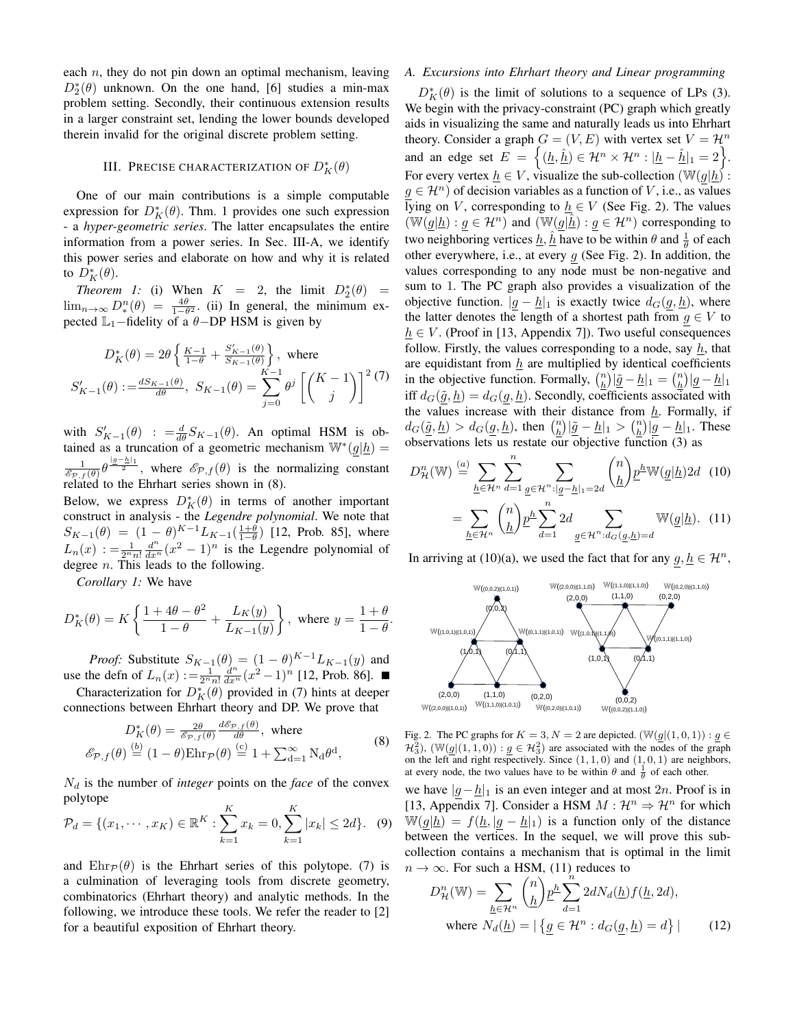each $n$, they do not pin down an optimal mechanism, leaving $D_2^*(\theta)$ unknown. On the one hand, [6] studies a min-max problem setting. Secondly, their continuous extension results in a larger constraint set, lending the lower bounds developed therein invalid for the original discrete problem setting.

## III. Precise characterization of $D_K^*(\theta)$

One of our main contributions is a simple computable expression for $D_K^*(\theta)$. Thm. 1 provides one such expression - a *hyper-geometric series*. The latter encapsulates the entire information from a power series. In Sec. III-A, we identify this power series and elaborate on how and why it is related to $D_K^*(\theta)$.

*Theorem 1:* (i) When $K = 2$, the limit $D_2^*(\theta) = \lim_{n\to\infty} D_*^n(\theta) = \frac{4\theta}{1-\theta^2}$. (ii) In general, the minimum expected $\mathbb{L}_1$−fidelity of a $\theta$−DP HSM is given by

$$D_K^*(\theta) = 2\theta\left\{\tfrac{K-1}{1-\theta} + \tfrac{S'_{K-1}(\theta)}{S_{K-1}(\theta)}\right\}, \text{ where}$$
$$S'_{K-1}(\theta) := \tfrac{dS_{K-1}(\theta)}{d\theta},\ S_{K-1}(\theta) = \sum_{j=0}^{K-1}\theta^j\left[\binom{K-1}{j}\right]^2 \quad (7)$$

with $S'_{K-1}(\theta) := \frac{d}{d\theta}S_{K-1}(\theta)$. An optimal HSM is obtained as a truncation of a geometric mechanism $\mathbb{W}^*(\underline{g}|\underline{h}) = \frac{1}{\mathscr{E}_{\mathcal{P},f}(\theta)}\theta^{\frac{|\underline{g}-\underline{h}|_1}{2}}$, where $\mathscr{E}_{\mathcal{P},f}(\theta)$ is the normalizing constant related to the Ehrhart series shown in (8).

Below, we express $D_K^*(\theta)$ in terms of another important construct in analysis - the *Legendre polynomial*. We note that $S_{K-1}(\theta) = (1-\theta)^{K-1}L_{K-1}(\frac{1+\theta}{1-\theta})$ [12, Prob. 85], where $L_n(x) := \frac{1}{2^n n!}\frac{d^n}{dx^n}(x^2-1)^n$ is the Legendre polynomial of degree $n$. This leads to the following.

*Corollary 1:* We have

$$D_K^*(\theta) = K\left\{\frac{1+4\theta-\theta^2}{1-\theta} + \frac{L_K(y)}{L_{K-1}(y)}\right\},\ \text{where } y = \frac{1+\theta}{1-\theta}.$$

*Proof:* Substitute $S_{K-1}(\theta) = (1-\theta)^{K-1}L_{K-1}(y)$ and use the defn of $L_n(x) := \frac{1}{2^n n!}\frac{d^n}{dx^n}(x^2-1)^n$ [12, Prob. 86]. ■

Characterization for $D_K^*(\theta)$ provided in (7) hints at deeper connections between Ehrhart theory and DP. We prove that

$$D_K^*(\theta) = \tfrac{2\theta}{\mathscr{E}_{\mathcal{P},f}(\theta)}\tfrac{d\mathscr{E}_{\mathcal{P},f}(\theta)}{d\theta},\ \text{where}$$
$$\mathscr{E}_{\mathcal{P},f}(\theta) \stackrel{(b)}{=} (1-\theta)\mathrm{Ehr}_{\mathcal{P}}(\theta) \stackrel{(c)}{=} 1 + \textstyle\sum_{d=1}^{\infty} N_d\theta^d, \quad (8)$$

$N_d$ is the number of *integer* points on the *face* of the convex polytope

$$\mathcal{P}_d = \{(x_1,\cdots,x_K)\in\mathbb{R}^K : \sum_{k=1}^K x_k = 0, \sum_{k=1}^K |x_k| \le 2d\}. \quad (9)$$

and $\mathrm{Ehr}_{\mathcal{P}}(\theta)$ is the Ehrhart series of this polytope. (7) is a culmination of leveraging tools from discrete geometry, combinatorics (Ehrhart theory) and analytic methods. In the following, we introduce these tools. We refer the reader to [2] for a beautiful exposition of Ehrhart theory.

### A. Excursions into Ehrhart theory and Linear programming

$D_K^*(\theta)$ is the limit of solutions to a sequence of LPs (3). We begin with the privacy-constraint (PC) graph which greatly aids in visualizing the same and naturally leads us into Ehrhart theory. Consider a graph $G = (V, E)$ with vertex set $V = \mathcal{H}^n$ and an edge set $E = \left\{(\underline{h},\hat{\underline{h}}) \in \mathcal{H}^n\times\mathcal{H}^n : |\underline{h}-\hat{\underline{h}}|_1 = 2\right\}$. For every vertex $\underline{h}\in V$, visualize the sub-collection $(\mathbb{W}(\underline{g}|\underline{h}) : \underline{g}\in\mathcal{H}^n)$ of decision variables as a function of $V$, i.e., as values lying on $V$, corresponding to $\underline{h}\in V$ (See Fig. 2). The values $(\mathbb{W}(\underline{g}|\underline{h}) : \underline{g}\in\mathcal{H}^n)$ and $(\mathbb{W}(\underline{g}|\hat{\underline{h}}) : \underline{g}\in\mathcal{H}^n)$ corresponding to two neighboring vertices $\underline{h},\hat{\underline{h}}$ have to be within $\theta$ and $\frac{1}{\theta}$ of each other everywhere, i.e., at every $\underline{g}$ (See Fig. 2). In addition, the values corresponding to any node must be non-negative and sum to 1. The PC graph also provides a visualization of the objective function. $|\underline{g}-\underline{h}|_1$ is exactly twice $d_G(\underline{g},\underline{h})$, where the latter denotes the length of a shortest path from $\underline{g}\in V$ to $\underline{h}\in V$. (Proof in [13, Appendix 7]). Two useful consequences follow. Firstly, the values corresponding to a node, say $\underline{h}$, that are equidistant from $\underline{h}$ are multiplied by identical coefficients in the objective function. Formally, $\binom{n}{\underline{h}}|\tilde{\underline{g}}-\underline{h}|_1 = \binom{n}{\underline{h}}|\underline{g}-\underline{h}|_1$ iff $d_G(\tilde{\underline{g}},\underline{h}) = d_G(\underline{g},\underline{h})$. Secondly, coefficients associated with the values increase with their distance from $\underline{h}$. Formally, if $d_G(\tilde{\underline{g}},\underline{h}) > d_G(\underline{g},\underline{h})$, then $\binom{n}{\underline{h}}|\tilde{\underline{g}}-\underline{h}|_1 > \binom{n}{\underline{h}}|\underline{g}-\underline{h}|_1$. These observations lets us restate our objective function (3) as

$$D^n_{\mathcal{H}}(\mathbb{W}) \stackrel{(a)}{=} \sum_{\underline{h}\in\mathcal{H}^n}\sum_{d=1}^n\sum_{\underline{g}\in\mathcal{H}^n:|\underline{g}-\underline{h}|_1=2d}\binom{n}{\underline{h}}\underline{p}^{\underline{h}}\mathbb{W}(\underline{g}|\underline{h})2d \quad (10)$$
$$= \sum_{\underline{h}\in\mathcal{H}^n}\binom{n}{\underline{h}}\underline{p}^{\underline{h}}\sum_{d=1}^n 2d\sum_{\underline{g}\in\mathcal{H}^n:d_G(\underline{g},\underline{h})=d}\mathbb{W}(\underline{g}|\underline{h}). \quad (11)$$

In arriving at (10)(a), we used the fact that for any $\underline{g},\underline{h}\in\mathcal{H}^n$,

Fig. 2. The PC graphs for $K=3, N=2$ are depicted. $(\mathbb{W}(\underline{g}|(1,0,1)) : \underline{g}\in\mathcal{H}_3^2)$, $(\mathbb{W}(\underline{g}|(1,1,0)) : \underline{g}\in\mathcal{H}_3^2)$ are associated with the nodes of the graph on the left and right respectively. Since $(1,1,0)$ and $(1,0,1)$ are neighbors, at every node, the two values have to be within $\theta$ and $\frac{1}{\theta}$ of each other.

we have $|\underline{g}-\underline{h}|_1$ is an even integer and at most $2n$. Proof is in [13, Appendix 7]. Consider a HSM $M : \mathcal{H}^n \Rightarrow \mathcal{H}^n$ for which $\mathbb{W}(\underline{g}|\underline{h}) = f(\underline{h}, |\underline{g}-\underline{h}|_1)$ is a function only of the distance between the vertices. In the sequel, we will prove this sub-collection contains a mechanism that is optimal in the limit $n\to\infty$. For such a HSM, (11) reduces to

$$D^n_{\mathcal{H}}(\mathbb{W}) = \sum_{\underline{h}\in\mathcal{H}^n}\binom{n}{\underline{h}}\underline{p}^{\underline{h}}\sum_{d=1}^n 2dN_d(\underline{h})f(\underline{h},2d),$$
$$\text{where } N_d(\underline{h}) = |\left\{\underline{g}\in\mathcal{H}^n : d_G(\underline{g},\underline{h}) = d\right\}| \quad (12)$$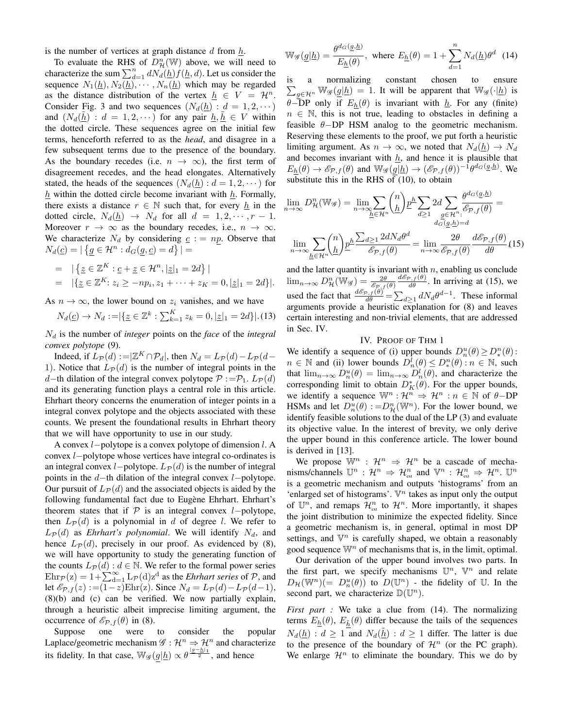is the number of vertices at graph distance $d$ from $\underline{h}$.

To evaluate the RHS of $D^n_{\mathcal{H}}(\mathbb{W})$ above, we will need to characterize the sum $\sum_{d=1}^{n} dN_d(\underline{h})f(\underline{h},d)$. Let us consider the sequence $N_1(\underline{h}), N_2(\underline{h}), \cdots, N_n(\underline{h})$ which may be regarded as the distance distribution of the vertex $\underline{h} \in V = \mathcal{H}^n$. Consider Fig. 3 and two sequences $(N_d(\underline{h}) : d = 1,2,\cdots)$ and $(N_d(\underline{\tilde{h}}) : d = 1,2,\cdots)$ for any pair $\underline{h}, \underline{\tilde{h}} \in V$ within the dotted circle. These sequences agree on the initial few terms, henceforth referred to as the *head*, and disagree in a few subsequent terms due to the presence of the boundary. As the boundary recedes (i.e. $n \to \infty$), the first term of disagreement recedes, and the head elongates. Alternatively stated, the heads of the sequences $(N_d(\underline{h}) : d = 1,2,\cdots)$ for $\underline{h}$ within the dotted circle become invariant with $\underline{h}$. Formally, there exists a distance $r \in \mathbb{N}$ such that, for every $\underline{h}$ in the dotted circle, $N_d(\underline{h}) \to N_d$ for all $d = 1,2,\cdots,r-1$. Moreover $r \to \infty$ as the boundary recedes, i.e., $n \to \infty$. We characterize $N_d$ by considering $\underline{c} := n\underline{p}$. Observe that $N_d(\underline{c}) = |\left\{\underline{g} \in \mathcal{H}^n : d_G(\underline{g},\underline{c}) = d\right\}| =$

$$
\begin{aligned}
&= \ |\left\{\underline{z} \in \mathbb{Z}^K : \underline{c} + \underline{z} \in \mathcal{H}^n, |\underline{z}|_1 = 2d\right\}| \\
&= \ |\{\underline{z} \in \mathbb{Z}^K : z_i \geq -np_i, z_1 + \cdots + z_K = 0, |\underline{z}|_1 = 2d\}|.
\end{aligned}
$$

As $n \to \infty$, the lower bound on $z_i$ vanishes, and we have

$$N_d(\underline{c}) \to N_d := |\{\underline{z} \in \mathbb{Z}^k : \textstyle\sum_{k=1}^{K} z_k = 0, |\underline{z}|_1 = 2d\}|. \quad (13)$$

$N_d$ is the number of *integer* points on the *face* of the *integral convex polytope* (9).

Indeed, if $L_{\mathcal{P}}(d) := |\mathbb{Z}^K \cap \mathcal{P}_d|$, then $N_d = L_{\mathcal{P}}(d) - L_{\mathcal{P}}(d-1)$. Notice that $L_{\mathcal{P}}(d)$ is the number of integral points in the $d-$th dilation of the integral convex polytope $\mathcal{P} := \mathcal{P}_1$. $L_{\mathcal{P}}(d)$ and its generating function plays a central role in this article. Ehrhart theory concerns the enumeration of integer points in a integral convex polytope and the objects associated with these counts. We present the foundational results in Ehrhart theory that we will have opportunity to use in our study.

A convex $l-$polytope is a convex polytope of dimension $l$. A convex $l-$polytope whose vertices have integral co-ordinates is an integral convex $l-$polytope. $L_{\mathcal{P}}(d)$ is the number of integral points in the $d-$th dilation of the integral convex $l-$polytope. Our pursuit of $L_{\mathcal{P}}(d)$ and the associated objects is aided by the following fundamental fact due to Eugène Ehrhart. Ehrhart's theorem states that if $\mathcal{P}$ is an integral convex $l-$polytope, then $L_{\mathcal{P}}(d)$ is a polynomial in $d$ of degree $l$. We refer to $L_{\mathcal{P}}(d)$ as *Ehrhart's polynomial*. We will identify $N_d$, and hence $L_{\mathcal{P}}(d)$, precisely in our proof. As evidenced by (8), we will have opportunity to study the generating function of the counts $L_{\mathcal{P}}(d) : d \in \mathbb{N}$. We refer to the formal power series $\mathrm{Ehr}_{\mathcal{P}}(z) = 1 + \sum_{d=1}^{\infty} L_{\mathcal{P}}(d) z^d$ as the *Ehrhart series* of $\mathcal{P}$, and let $\mathscr{E}_{\mathcal{P},f}(z) := (1-z)\mathrm{Ehr}(z)$. Since $N_d = L_{\mathcal{P}}(d) - L_{\mathcal{P}}(d-1)$, (8)(b) and (c) can be verified. We now partially explain, through a heuristic albeit imprecise limiting argument, the occurrence of $\mathscr{E}_{\mathcal{P},f}(\theta)$ in (8).

Suppose one were to consider the popular Laplace/geometric mechanism $\mathscr{G} : \mathcal{H}^n \Rightarrow \mathcal{H}^n$ and characterize its fidelity. In that case, $\mathbb{W}_{\mathscr{G}}(\underline{g}|\underline{h}) \propto \theta^{\frac{|\underline{g}-\underline{h}|_1}{2}}$, and hence

$$\mathbb{W}_{\mathscr{G}}(\underline{g}|\underline{h}) = \frac{\theta^{d_G(\underline{g},\underline{h})}}{E_{\underline{h}}(\theta)}, \text{ where } E_{\underline{h}}(\theta) = 1 + \sum_{d=1}^{n} N_d(\underline{h})\theta^d \quad (14)$$

is a normalizing constant chosen to ensure $\sum_{\underline{g} \in \mathcal{H}^n} \mathbb{W}_{\mathscr{G}}(\underline{g}|\underline{h}) = 1$. It will be apparent that $\mathbb{W}_{\mathscr{G}}(\cdot|\underline{h})$ is $\theta-$DP only if $E_{\underline{h}}(\theta)$ is invariant with $\underline{h}$. For any (finite) $n \in \mathbb{N}$, this is not true, leading to obstacles in defining a feasible $\theta-$DP HSM analog to the geometric mechanism. Reserving these elements to the proof, we put forth a heuristic limiting argument. As $n \to \infty$, we noted that $N_d(\underline{h}) \to N_d$ and becomes invariant with $\underline{h}$, and hence it is plausible that $E_{\underline{h}}(\theta) \to \mathscr{E}_{\mathcal{P},f}(\theta)$ and $\mathbb{W}_{\mathscr{G}}(\underline{g}|\underline{h}) \to (\mathscr{E}_{\mathcal{P},f}(\theta))^{-1}\theta^{d_G(\underline{g},\underline{h})}$. We substitute this in the RHS of (10), to obtain

$$
\begin{aligned}
&\lim_{n\to\infty} D^n_{\mathcal{H}}(\mathbb{W}_{\mathscr{G}}) = \lim_{n\to\infty} \sum_{\underline{h} \in \mathcal{H}^n} \binom{n}{\underline{h}} \underline{p}^{\underline{h}} \sum_{d \geq 1} 2d \sum_{\substack{\underline{g} \in \mathcal{H}^n: \\ d_G(\underline{g},\underline{h}) = d}} \frac{\theta^{d_G(\underline{g},\underline{h})}}{\mathscr{E}_{\mathcal{P},f}(\theta)} = \\
&\lim_{n\to\infty} \sum_{\underline{h} \in \mathcal{H}^n} \binom{n}{\underline{h}} \underline{p}^{\underline{h}} \frac{\sum_{d \geq 1} 2dN_d\theta^d}{\mathscr{E}_{\mathcal{P},f}(\theta)} = \lim_{n\to\infty} \frac{2\theta}{\mathscr{E}_{\mathcal{P},f}(\theta)} \frac{d\mathscr{E}_{\mathcal{P},f}(\theta)}{d\theta} \quad (15)
\end{aligned}
$$

and the latter quantity is invariant with $n$, enabling us conclude $\lim_{n\to\infty} D^n_{\mathcal{H}}(\mathbb{W}_{\mathscr{G}}) = \frac{2\theta}{\mathscr{E}_{\mathcal{P},f}(\theta)} \frac{d\mathscr{E}_{\mathcal{P},f}(\theta)}{d\theta}$. In arriving at (15), we used the fact that $\frac{d\mathscr{E}_{\mathcal{P},f}(\theta)}{d\theta} = \sum_{d \geq 1} dN_d\theta^{d-1}$. These informal arguments provide a heuristic explanation for (8) and leaves certain interesting and non-trivial elements, that are addressed in Sec. IV.

## IV. Proof of Thm 1

We identify a sequence of (i) upper bounds $D^u_n(\theta) \geq D^n_*(\theta) : n \in \mathbb{N}$ and (ii) lower bounds $D^l_n(\theta) \leq D^n_*(\theta) : n \in \mathbb{N}$, such that $\lim_{n\to\infty} D^u_n(\theta) = \lim_{n\to\infty} D^l_n(\theta)$, and characterize the corresponding limit to obtain $D^*_K(\theta)$. For the upper bounds, we identify a sequence $\mathbb{W}^n : \mathcal{H}^n \Rightarrow \mathcal{H}^n : n \in \mathbb{N}$ of $\theta-$DP HSMs and let $D^u_n(\theta) := D^n_{\mathcal{H}}(\mathbb{W}^n)$. For the lower bound, we identify feasible solutions to the dual of the LP (3) and evaluate its objective value. In the interest of brevity, we only derive the upper bound in this conference article. The lower bound is derived in [13].

We propose $\mathbb{W}^n : \mathcal{H}^n \Rightarrow \mathcal{H}^n$ be a cascade of mechanisms/channels $\mathbb{U}^n : \mathcal{H}^n \Rightarrow \mathcal{H}^n_{\text{ext}}$ and $\mathbb{V}^n : \mathcal{H}^n_{\text{ext}} \Rightarrow \mathcal{H}^n$. $\mathbb{U}^n$ is a geometric mechanism and outputs 'histograms' from an 'enlarged set of histograms'. $\mathbb{V}^n$ takes as input only the output of $\mathbb{U}^n$, and remaps $\mathcal{H}^n_{\text{ext}}$ to $\mathcal{H}^n$. More importantly, it shapes the joint distribution to minimize the expected fidelity. Since a geometric mechanism is, in general, optimal in most DP settings, and $\mathbb{V}^n$ is carefully shaped, we obtain a reasonably good sequence $\mathbb{W}^n$ of mechanisms that is, in the limit, optimal.

Our derivation of the upper bound involves two parts. In the first part, we specify mechanisms $\mathbb{U}^n$, $\mathbb{V}^n$ and relate $D_{\mathcal{H}}(\mathbb{W}^n)(= D^u_n(\theta))$ to $D(\mathbb{U}^n)$ - the fidelity of $\mathbb{U}$. In the second part, we characterize $\mathbb{D}(\mathbb{U}^n)$.

*First part :* We take a clue from (14). The normalizing terms $E_{\underline{h}}(\theta)$, $E_{\underline{\tilde{h}}}(\theta)$ differ because the tails of the sequences $N_d(\underline{h}) : d \geq 1$ and $N_d(\underline{\tilde{h}}) : d \geq 1$ differ. The latter is due to the presence of the boundary of $\mathcal{H}^n$ (or the PC graph). We enlarge $\mathcal{H}^n$ to eliminate the boundary. This we do by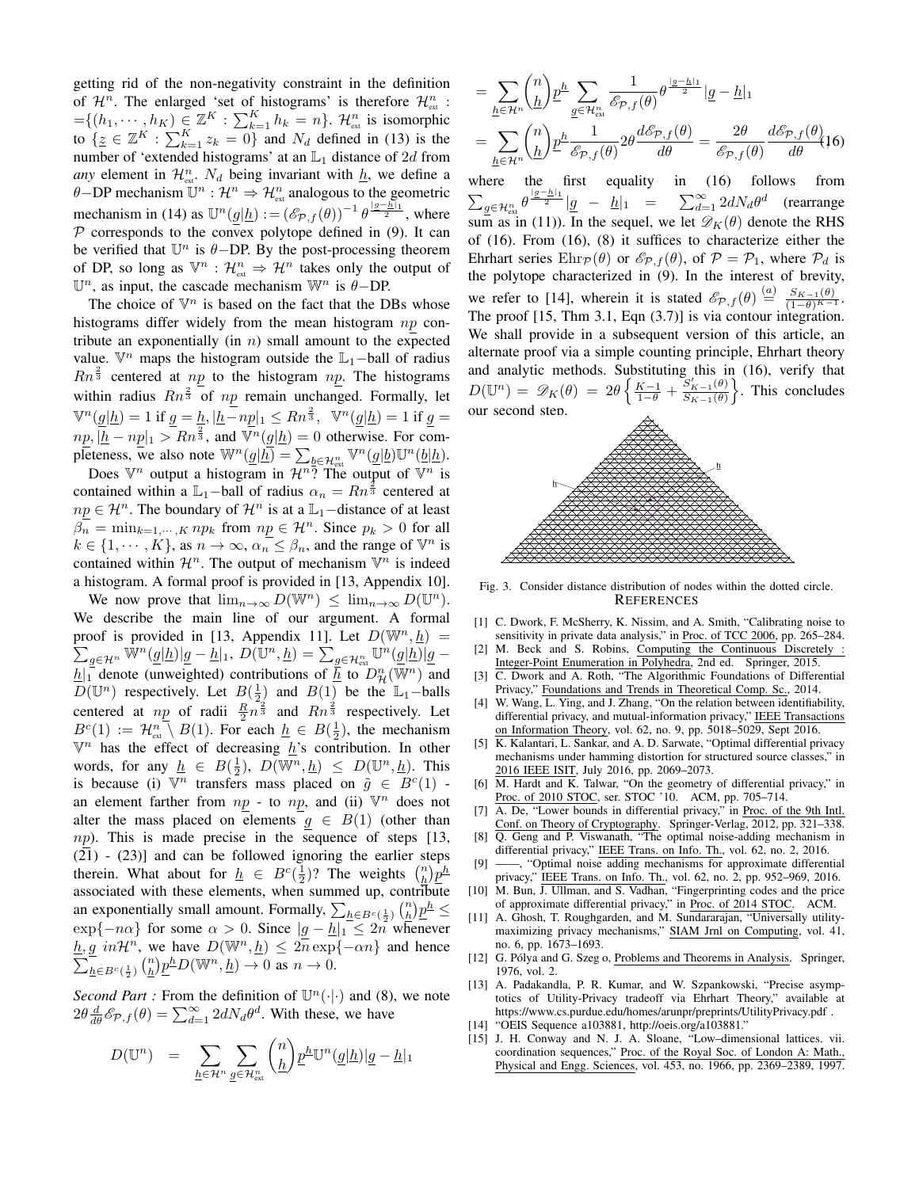getting rid of the non-negativity constraint in the definition of $\mathcal{H}^n$. The enlarged 'set of histograms' is therefore $\mathcal{H}^n_{\text{ext}}$ : $=\{(h_1,\cdots,h_K)\in\mathbb{Z}^K : \sum_{k=1}^K h_k = n\}$. $\mathcal{H}^n_{\text{ext}}$ is isomorphic to $\{\underline{z}\in\mathbb{Z}^K : \sum_{k=1}^K z_k = 0\}$ and $N_d$ defined in (13) is the number of 'extended histograms' at an $\mathbb{L}_1$ distance of $2d$ from *any* element in $\mathcal{H}^n_{\text{ext}}$. $N_d$ being invariant with $\underline{h}$, we define a $\theta-$DP mechanism $\mathbb{U}^n : \mathcal{H}^n \Rightarrow \mathcal{H}^n_{\text{ext}}$ analogous to the geometric mechanism in (14) as $\mathbb{U}^n(\underline{g}|\underline{h}) := (\mathscr{E}_{\mathcal{P},f}(\theta))^{-1}\,\theta^{\frac{|\underline{g}-\underline{h}|_1}{2}}$, where $\mathcal{P}$ corresponds to the convex polytope defined in (9). It can be verified that $\mathbb{U}^n$ is $\theta-$DP. By the post-processing theorem of DP, so long as $\mathbb{V}^n : \mathcal{H}^n_{\text{ext}} \Rightarrow \mathcal{H}^n$ takes only the output of $\mathbb{U}^n$, as input, the cascade mechanism $\mathbb{W}^n$ is $\theta-$DP.

The choice of $\mathbb{V}^n$ is based on the fact that the DBs whose histograms differ widely from the mean histogram $n\underline{p}$ contribute an exponentially (in $n$) small amount to the expected value. $\mathbb{V}^n$ maps the histogram outside the $\mathbb{L}_1-$ball of radius $Rn^{\frac{2}{3}}$ centered at $n\underline{p}$ to the histogram $n\underline{p}$. The histograms within radius $Rn^{\frac{2}{3}}$ of $n\underline{p}$ remain unchanged. Formally, let $\mathbb{V}^n(\underline{g}|\underline{h}) = 1$ if $\underline{g}=\underline{h}, |\underline{h}-n\underline{p}|_1 \leq Rn^{\frac{2}{3}}$, $\mathbb{V}^n(\underline{g}|\underline{h}) = 1$ if $\underline{g} = n\underline{p}, |\underline{h}-n\underline{p}|_1 > Rn^{\frac{2}{3}}$, and $\mathbb{V}^n(\underline{g}|\underline{h}) = 0$ otherwise. For completeness, we also note $\mathbb{W}^n(\underline{g}|\underline{h}) = \sum_{\underline{b}\in\mathcal{H}^n_{\text{ext}}}\mathbb{V}^n(\underline{g}|\underline{b})\mathbb{U}^n(\underline{b}|\underline{h})$.

Does $\mathbb{V}^n$ output a histogram in $\mathcal{H}^n$? The output of $\mathbb{V}^n$ is contained within a $\mathbb{L}_1-$ball of radius $\alpha_n = Rn^{\frac{2}{3}}$ centered at $n\underline{p}\in\mathcal{H}^n$. The boundary of $\mathcal{H}^n$ is at a $\mathbb{L}_1-$distance of at least $\beta_n = \min_{k=1,\cdots,K} np_k$ from $n\underline{p}\in\mathcal{H}^n$. Since $p_k > 0$ for all $k\in\{1,\cdots,K\}$, as $n\to\infty$, $\alpha_n \leq \beta_n$, and the range of $\mathbb{V}^n$ is contained within $\mathcal{H}^n$. The output of mechanism $\mathbb{V}^n$ is indeed a histogram. A formal proof is provided in [13, Appendix 10].

We now prove that $\lim_{n\to\infty} D(\mathbb{W}^n) \leq \lim_{n\to\infty} D(\mathbb{U}^n)$. We describe the main line of our argument. A formal proof is provided in [13, Appendix 11]. Let $D(\mathbb{W}^n,\underline{h}) = \sum_{\underline{g}\in\mathcal{H}^n}\mathbb{W}^n(\underline{g}|\underline{h})|\underline{g}-\underline{h}|_1$, $D(\mathbb{U}^n,\underline{h}) = \sum_{\underline{g}\in\mathcal{H}^n_{\text{ext}}}\mathbb{U}^n(\underline{g}|\underline{h})|\underline{g}-\underline{h}|_1$ denote (unweighted) contributions of $\underline{h}$ to $D^n_{\mathcal{H}}(\mathbb{W}^n)$ and $D(\mathbb{U}^n)$ respectively. Let $B(\frac{1}{2})$ and $B(1)$ be the $\mathbb{L}_1-$balls centered at $n\underline{p}$ of radii $\frac{R}{2}n^{\frac{2}{3}}$ and $Rn^{\frac{2}{3}}$ respectively. Let $B^c(1) := \mathcal{H}^n_{\text{ext}} \setminus B(1)$. For each $\underline{h}\in B(\frac{1}{2})$, the mechanism $\mathbb{V}^n$ has the effect of decreasing $\underline{h}$'s contribution. In other words, for any $\underline{h}\in B(\frac{1}{2})$, $D(\mathbb{W}^n,\underline{h}) \leq D(\mathbb{U}^n,\underline{h})$. This is because (i) $\mathbb{V}^n$ transfers mass placed on $\tilde{g}\in B^c(1)$ - an element farther from $n\underline{p}$ - to $n\underline{p}$, and (ii) $\mathbb{V}^n$ does not alter the mass placed on elements $\underline{g}\in B(1)$ (other than $n\underline{p}$). This is made precise in the sequence of steps [13, (21) - (23)] and can be followed ignoring the earlier steps therein. What about for $\underline{h}\in B^c(\frac{1}{2})$? The weights $\binom{n}{\underline{h}}\underline{p}^{\underline{h}}$ associated with these elements, when summed up, contribute an exponentially small amount. Formally, $\sum_{\underline{h}\in B^c(\frac{1}{2})}\binom{n}{\underline{h}}\underline{p}^{\underline{h}} \leq \exp\{-n\alpha\}$ for some $\alpha > 0$. Since $|\underline{g}-\underline{h}|_1 \leq 2n$ whenever $\underline{h},\underline{g}\ in\mathcal{H}^n$, we have $D(\mathbb{W}^n,\underline{h}) \leq 2n\exp\{-\alpha n\}$ and hence $\sum_{\underline{h}\in B^c(\frac{1}{2})}\binom{n}{\underline{h}}\underline{p}^{\underline{h}} D(\mathbb{W}^n,\underline{h}) \to 0$ as $n\to 0$.

*Second Part :* From the definition of $\mathbb{U}^n(\cdot|\cdot)$ and (8), we note $2\theta\frac{d}{d\theta}\mathscr{E}_{\mathcal{P},f}(\theta) = \sum_{d=1}^\infty 2dN_d\theta^d$. With these, we have

$$
\begin{aligned}
D(\mathbb{U}^n) &= \sum_{\underline{h}\in\mathcal{H}^n}\sum_{\underline{g}\in\mathcal{H}^n_{\text{ext}}}\binom{n}{\underline{h}}\underline{p}^{\underline{h}}\mathbb{U}^n(\underline{g}|\underline{h})|\underline{g}-\underline{h}|_1 \\
&= \sum_{\underline{h}\in\mathcal{H}^n}\binom{n}{\underline{h}}\underline{p}^{\underline{h}}\sum_{\underline{g}\in\mathcal{H}^n_{\text{ext}}}\frac{1}{\mathscr{E}_{\mathcal{P},f}(\theta)}\theta^{\frac{|\underline{g}-\underline{h}|_1}{2}}|\underline{g}-\underline{h}|_1 \\
&= \sum_{\underline{h}\in\mathcal{H}^n}\binom{n}{\underline{h}}\underline{p}^{\underline{h}}\frac{1}{\mathscr{E}_{\mathcal{P},f}(\theta)}2\theta\frac{d\mathscr{E}_{\mathcal{P},f}(\theta)}{d\theta} = \frac{2\theta}{\mathscr{E}_{\mathcal{P},f}(\theta)}\frac{d\mathscr{E}_{\mathcal{P},f}(\theta)}{d\theta} \qquad (16)
\end{aligned}
$$

where the first equality in (16) follows from $\sum_{\underline{g}\in\mathcal{H}^n_{\text{ext}}}\theta^{\frac{|\underline{g}-\underline{h}|_1}{2}}|\underline{g}-\underline{h}|_1 = \sum_{d=1}^\infty 2dN_d\theta^d$ (rearrange sum as in (11)). In the sequel, we let $\mathscr{D}_K(\theta)$ denote the RHS of (16). From (16), (8) it suffices to characterize either the Ehrhart series $\text{Ehr}_{\mathcal{P}}(\theta)$ or $\mathscr{E}_{\mathcal{P},f}(\theta)$, of $\mathcal{P}=\mathcal{P}_1$, where $\mathcal{P}_d$ is the polytope characterized in (9). In the interest of brevity, we refer to [14], wherein it is stated $\mathscr{E}_{\mathcal{P},f}(\theta) \overset{(a)}{=} \frac{S_{K-1}(\theta)}{(1-\theta)^{K-1}}$. The proof [15, Thm 3.1, Eqn (3.7)] is via contour integration. We shall provide in a subsequent version of this article, an alternate proof via a simple counting principle, Ehrhart theory and analytic methods. Substituting this in (16), verify that $D(\mathbb{U}^n) = \mathscr{D}_K(\theta) = 2\theta\left\{\frac{K-1}{1-\theta} + \frac{S'_{K-1}(\theta)}{S_{K-1}(\theta)}\right\}$. This concludes our second step.

h

h

Fig. 3. Consider distance distribution of nodes within the dotted circle.

## REFERENCES

[1] C. Dwork, F. McSherry, K. Nissim, and A. Smith, "Calibrating noise to sensitivity in private data analysis," in Proc. of TCC 2006, pp. 265–284.

[2] M. Beck and S. Robins, Computing the Continuous Discretely : Integer-Point Enumeration in Polyhedra, 2nd ed. Springer, 2015.

[3] C. Dwork and A. Roth, "The Algorithmic Foundations of Differential Privacy," Foundations and Trends in Theoretical Comp. Sc., 2014.

[4] W. Wang, L. Ying, and J. Zhang, "On the relation between identifiability, differential privacy, and mutual-information privacy," IEEE Transactions on Information Theory, vol. 62, no. 9, pp. 5018–5029, Sept 2016.

[5] K. Kalantari, L. Sankar, and A. D. Sarwate, "Optimal differential privacy mechanisms under hamming distortion for structured source classes," in 2016 IEEE ISIT, July 2016, pp. 2069–2073.

[6] M. Hardt and K. Talwar, "On the geometry of differential privacy," in Proc. of 2010 STOC, ser. STOC '10. ACM, pp. 705–714.

[7] A. De, "Lower bounds in differential privacy," in Proc. of the 9th Intl. Conf. on Theory of Cryptography. Springer-Verlag, 2012, pp. 321–338.

[8] Q. Geng and P. Viswanath, "The optimal noise-adding mechanism in differential privacy," IEEE Trans. on Info. Th., vol. 62, no. 2, 2016.

[9] ——, "Optimal noise adding mechanisms for approximate differential privacy," IEEE Trans. on Info. Th., vol. 62, no. 2, pp. 952–969, 2016.

[10] M. Bun, J. Ullman, and S. Vadhan, "Fingerprinting codes and the price of approximate differential privacy," in Proc. of 2014 STOC. ACM.

[11] A. Ghosh, T. Roughgarden, and M. Sundararajan, "Universally utility-maximizing privacy mechanisms," SIAM Jrnl on Computing, vol. 41, no. 6, pp. 1673–1693.

[12] G. Pólya and G. Szeg o, Problems and Theorems in Analysis. Springer, 1976, vol. 2.

[13] A. Padakandla, P. R. Kumar, and W. Szpankowski, "Precise asymptotics of Utility-Privacy tradeoff via Ehrhart Theory," available at https://www.cs.purdue.edu/homes/arunpr/preprints/UtilityPrivacy.pdf .

[14] "OEIS Sequence a103881, http://oeis.org/a103881."

[15] J. H. Conway and N. J. A. Sloane, "Low–dimensional lattices. vii. coordination sequences," Proc. of the Royal Soc. of London A: Math., Physical and Engg. Sciences, vol. 453, no. 1966, pp. 2369–2389, 1997.